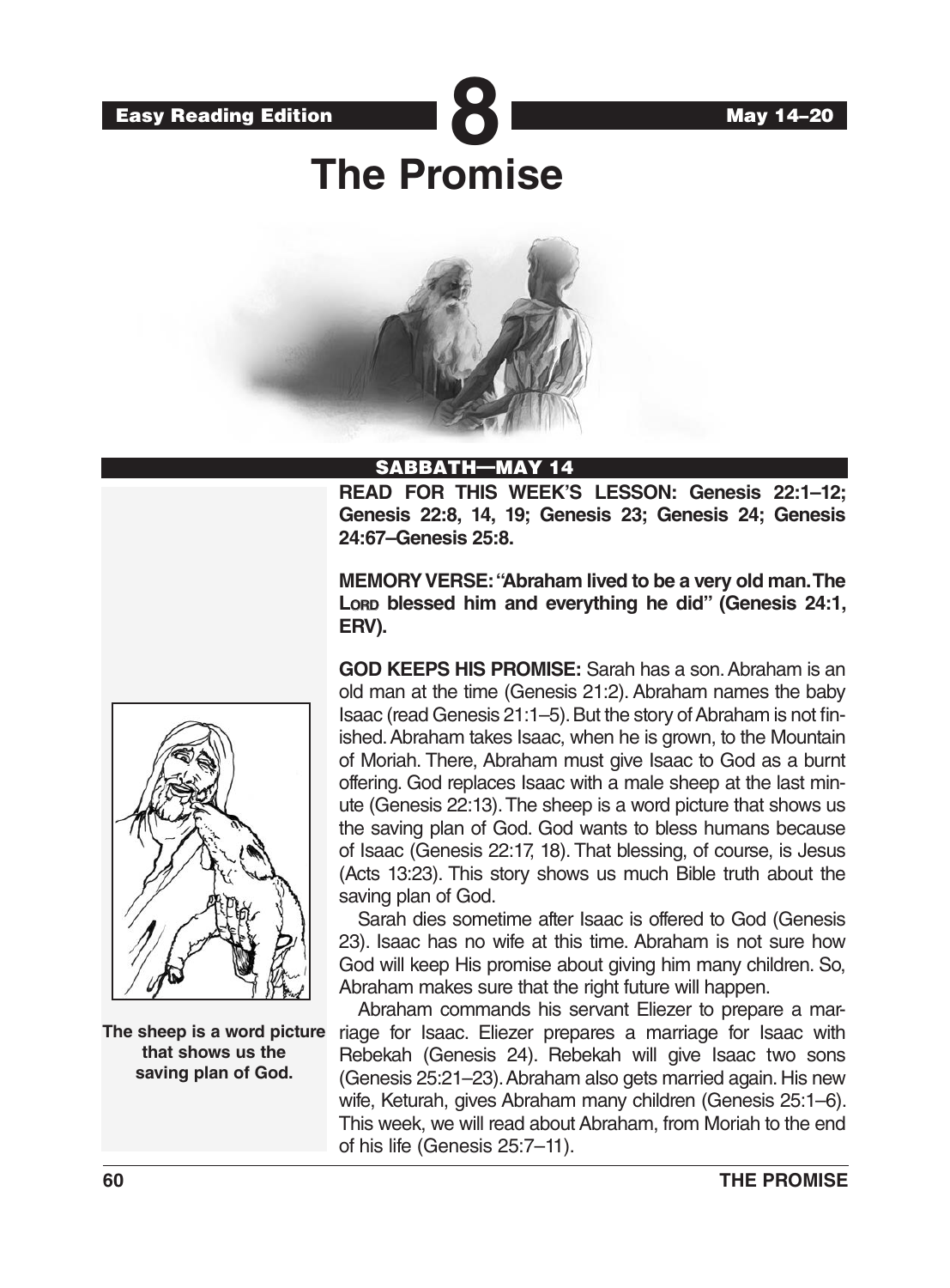Easy Reading Edition

# 8

May 14–20

# The Promise

## SABBATH—MAY 14

**READ FOR THIS WEEK'S LESSON: Genesis 22:1–12; Genesis 22:8, 14, 19; Genesis 23; Genesis 24; Genesis 24:67–Genesis 25:8.**

**MEMORY VERSE: "Abraham lived to be a very old man. The LORD blessed him and everything he did" (Genesis 24:1, ERV).**

**GOD KEEPS HIS PROMISE:** Sarah has a son. Abraham is an old man at the time (Genesis 21:2). Abraham names the baby Isaac (read Genesis 21:1–5). But the story of Abraham is not finished. Abraham takes Isaac, when he is grown, to the Mountain of Moriah. There, Abraham must give Isaac to God as a burnt offering. God replaces Isaac with a male sheep at the last minute (Genesis 22:13). The sheep is a word picture that shows us the saving plan of God. God wants to bless humans because of Isaac (Genesis 22:17, 18). That blessing, of course, is Jesus (Acts 13:23). This story shows us much Bible truth about the saving plan of God.

Sarah dies sometime after Isaac is offered to God (Genesis 23). Isaac has no wife at this time. Abraham is not sure how God will keep His promise about giving him many children. So, Abraham makes sure that the right future will happen.

Abraham commands his servant Eliezer to prepare a marriage for Isaac. Eliezer prepares a marriage for Isaac with Rebekah (Genesis 24). Rebekah will give Isaac two sons (Genesis 25:21–23). Abraham also gets married again. His new wife, Keturah, gives Abraham many children (Genesis 25:1–6). This week, we will read about Abraham, from Moriah to the end of his life (Genesis 25:7–11).

**The sheep is a word picture that shows us the saving plan of God.**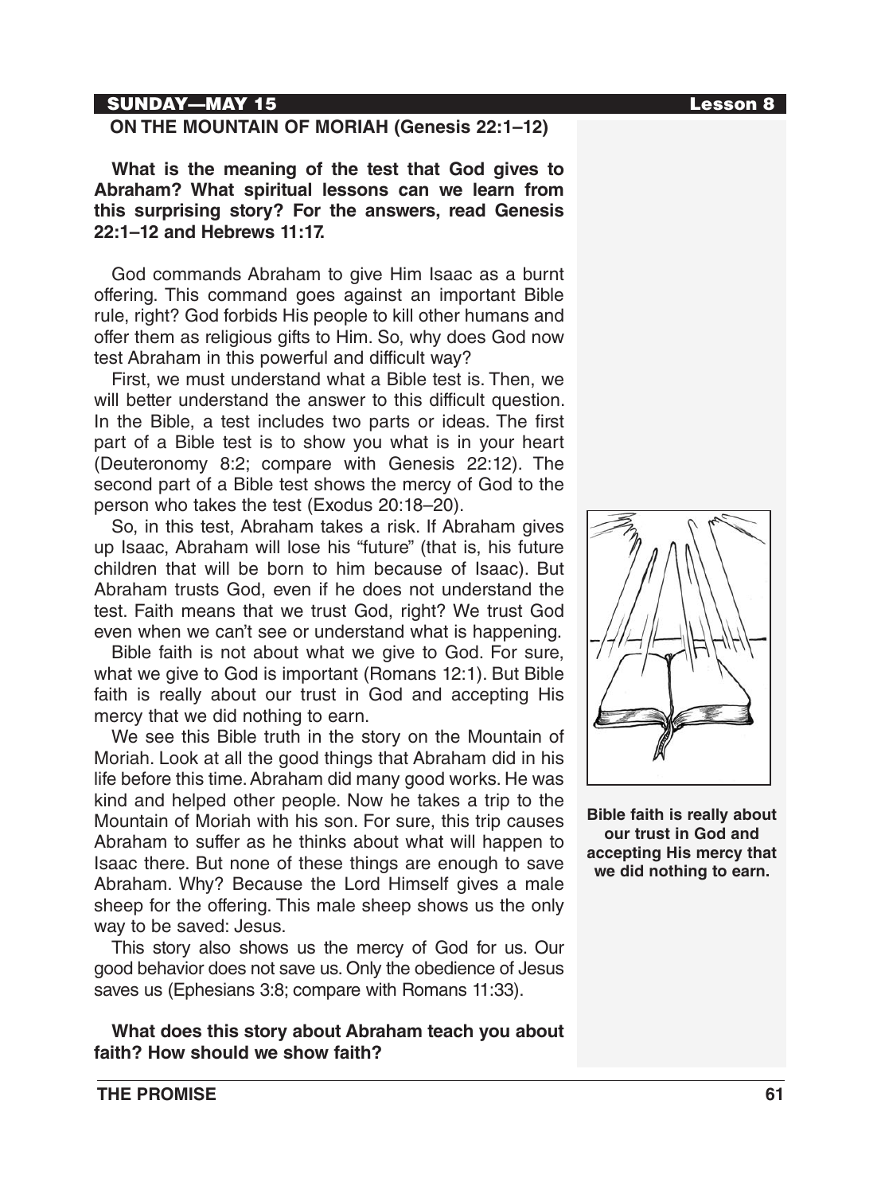## SUNDAY—MAY 15

### ON THE MOUNTAIN OF MORIAH (Genesis 22:1–12)

**What is the meaning of the test that God gives to Abraham? What spiritual lessons can we learn from this surprising story? For the answers, read Genesis 22:1–12 and Hebrews 11:17.**

God commands Abraham to give Him Isaac as a burnt offering. This command goes against an important Bible rule, right? God forbids His people to kill other humans and offer them as religious gifts to Him. So, why does God now test Abraham in this powerful and difficult way?

First, we must understand what a Bible test is. Then, we will better understand the answer to this difficult question. In the Bible, a test includes two parts or ideas. The first part of a Bible test is to show you what is in your heart (Deuteronomy 8:2; compare with Genesis 22:12). The second part of a Bible test shows the mercy of God to the person who takes the test (Exodus 20:18–20).

So, in this test, Abraham takes a risk. If Abraham gives up Isaac, Abraham will lose his "future" (that is, his future children that will be born to him because of Isaac). But Abraham trusts God, even if he does not understand the test. Faith means that we trust God, right? We trust God even when we can't see or understand what is happening.

Bible faith is not about what we give to God. For sure, what we give to God is important (Romans 12:1). But Bible faith is really about our trust in God and accepting His mercy that we did nothing to earn.

We see this Bible truth in the story on the Mountain of Moriah. Look at all the good things that Abraham did in his life before this time. Abraham did many good works. He was kind and helped other people. Now he takes a trip to the Mountain of Moriah with his son. For sure, this trip causes Abraham to suffer as he thinks about what will happen to Isaac there. But none of these things are enough to save Abraham. Why? Because the Lord Himself gives a male sheep for the offering. This male sheep shows us the only way to be saved: Jesus.

This story also shows us the mercy of God for us. Our good behavior does not save us. Only the obedience of Jesus saves us (Ephesians 3:8; compare with Romans 11:33).

**Bible faith is really about our trust in God and accepting His mercy that we did nothing to earn.**

**What does this story about Abraham teach you about faith? How should we show faith?**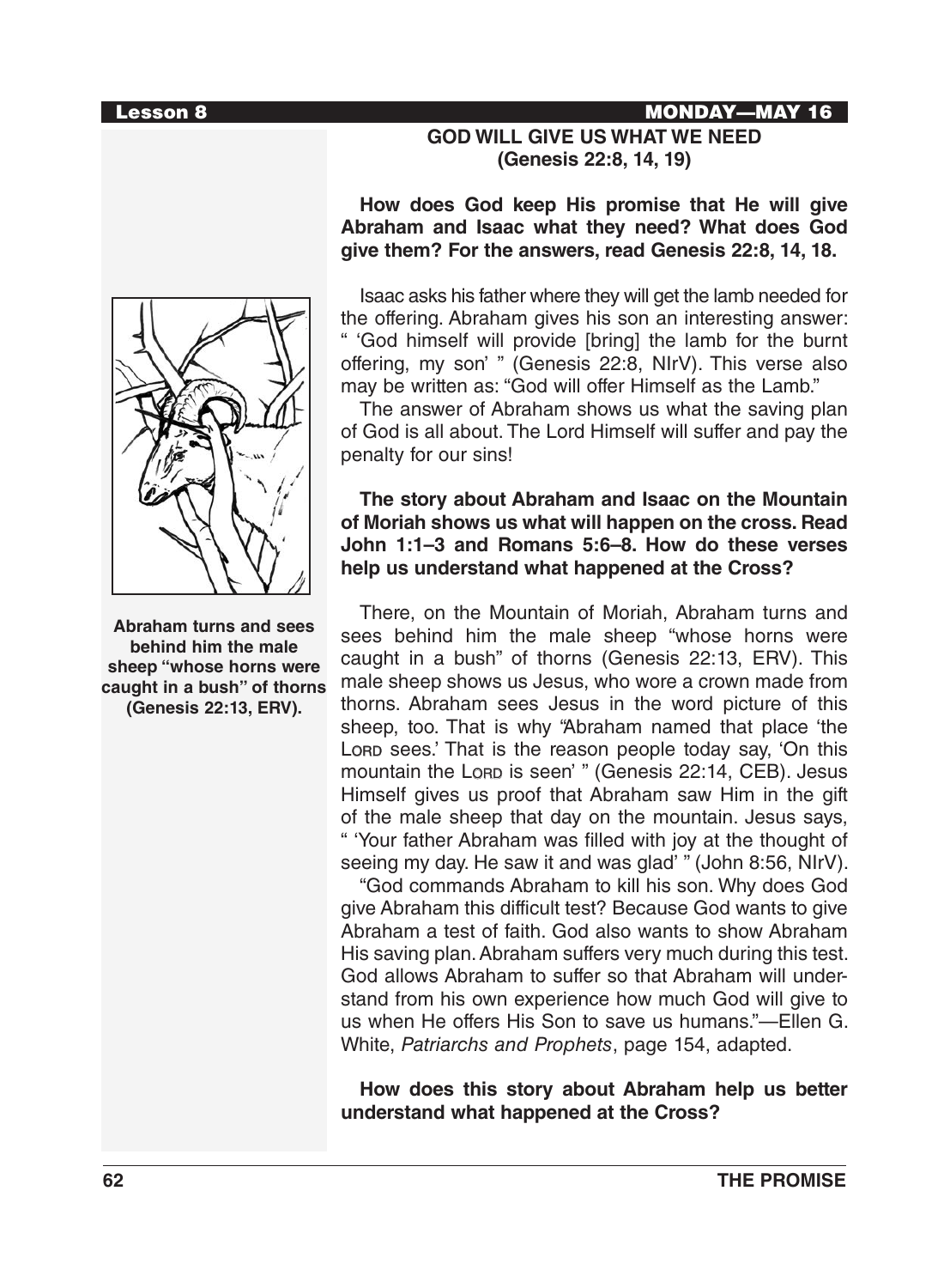## GOD WILL GIVE US WHAT WE NEED
### (Genesis 22:8, 14, 19)

**How does God keep His promise that He will give Abraham and Isaac what they need? What does God give them? For the answers, read Genesis 22:8, 14, 18.**

Isaac asks his father where they will get the lamb needed for the offering. Abraham gives his son an interesting answer: " 'God himself will provide [bring] the lamb for the burnt offering, my son' " (Genesis 22:8, NIrV). This verse also may be written as: "God will offer Himself as the Lamb."

The answer of Abraham shows us what the saving plan of God is all about. The Lord Himself will suffer and pay the penalty for our sins!

**The story about Abraham and Isaac on the Mountain of Moriah shows us what will happen on the cross. Read John 1:1–3 and Romans 5:6–8. How do these verses help us understand what happened at the Cross?**

**Abraham turns and sees behind him the male sheep "whose horns were caught in a bush" of thorns (Genesis 22:13, ERV).**

There, on the Mountain of Moriah, Abraham turns and sees behind him the male sheep "whose horns were caught in a bush" of thorns (Genesis 22:13, ERV). This male sheep shows us Jesus, who wore a crown made from thorns. Abraham sees Jesus in the word picture of this sheep, too. That is why "Abraham named that place 'the LORD sees.' That is the reason people today say, 'On this mountain the LORD is seen' " (Genesis 22:14, CEB). Jesus Himself gives us proof that Abraham saw Him in the gift of the male sheep that day on the mountain. Jesus says, " 'Your father Abraham was filled with joy at the thought of seeing my day. He saw it and was glad' " (John 8:56, NIrV).

"God commands Abraham to kill his son. Why does God give Abraham this difficult test? Because God wants to give Abraham a test of faith. God also wants to show Abraham His saving plan. Abraham suffers very much during this test. God allows Abraham to suffer so that Abraham will understand from his own experience how much God will give to us when He offers His Son to save us humans."—Ellen G. White, *Patriarchs and Prophets*, page 154, adapted.

**How does this story about Abraham help us better understand what happened at the Cross?**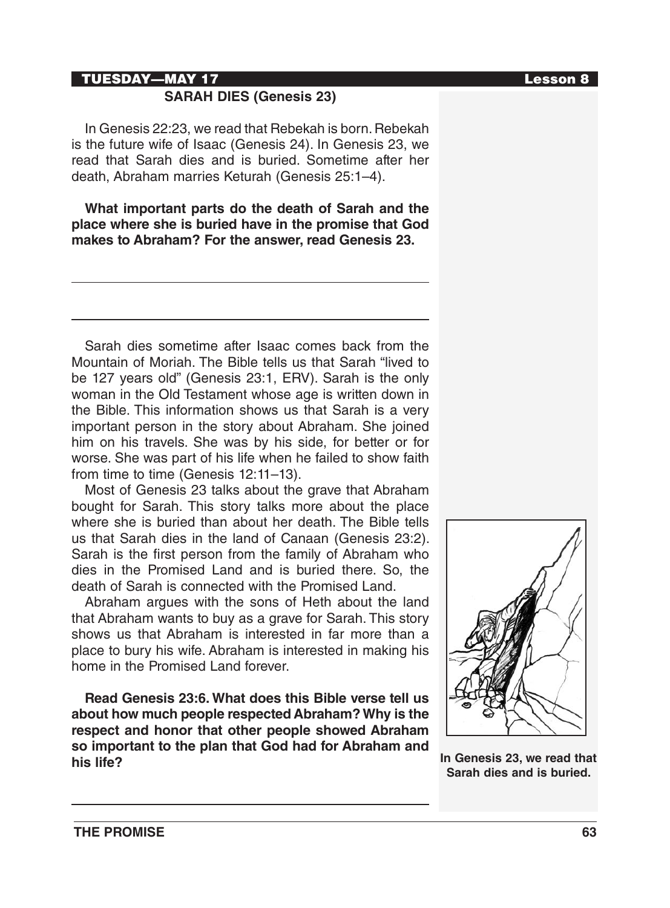**TUESDAY—MAY 17**

## SARAH DIES (Genesis 23)

In Genesis 22:23, we read that Rebekah is born. Rebekah is the future wife of Isaac (Genesis 24). In Genesis 23, we read that Sarah dies and is buried. Sometime after her death, Abraham marries Keturah (Genesis 25:1–4).

**What important parts do the death of Sarah and the place where she is buried have in the promise that God makes to Abraham? For the answer, read Genesis 23.**

---

---

Sarah dies sometime after Isaac comes back from the Mountain of Moriah. The Bible tells us that Sarah "lived to be 127 years old" (Genesis 23:1, ERV). Sarah is the only woman in the Old Testament whose age is written down in the Bible. This information shows us that Sarah is a very important person in the story about Abraham. She joined him on his travels. She was by his side, for better or for worse. She was part of his life when he failed to show faith from time to time (Genesis 12:11–13).

Most of Genesis 23 talks about the grave that Abraham bought for Sarah. This story talks more about the place where she is buried than about her death. The Bible tells us that Sarah dies in the land of Canaan (Genesis 23:2). Sarah is the first person from the family of Abraham who dies in the Promised Land and is buried there. So, the death of Sarah is connected with the Promised Land.

Abraham argues with the sons of Heth about the land that Abraham wants to buy as a grave for Sarah. This story shows us that Abraham is interested in far more than a place to bury his wife. Abraham is interested in making his home in the Promised Land forever.

**Read Genesis 23:6. What does this Bible verse tell us about how much people respected Abraham? Why is the respect and honor that other people showed Abraham so important to the plan that God had for Abraham and his life?**

---

**In Genesis 23, we read that Sarah dies and is buried.**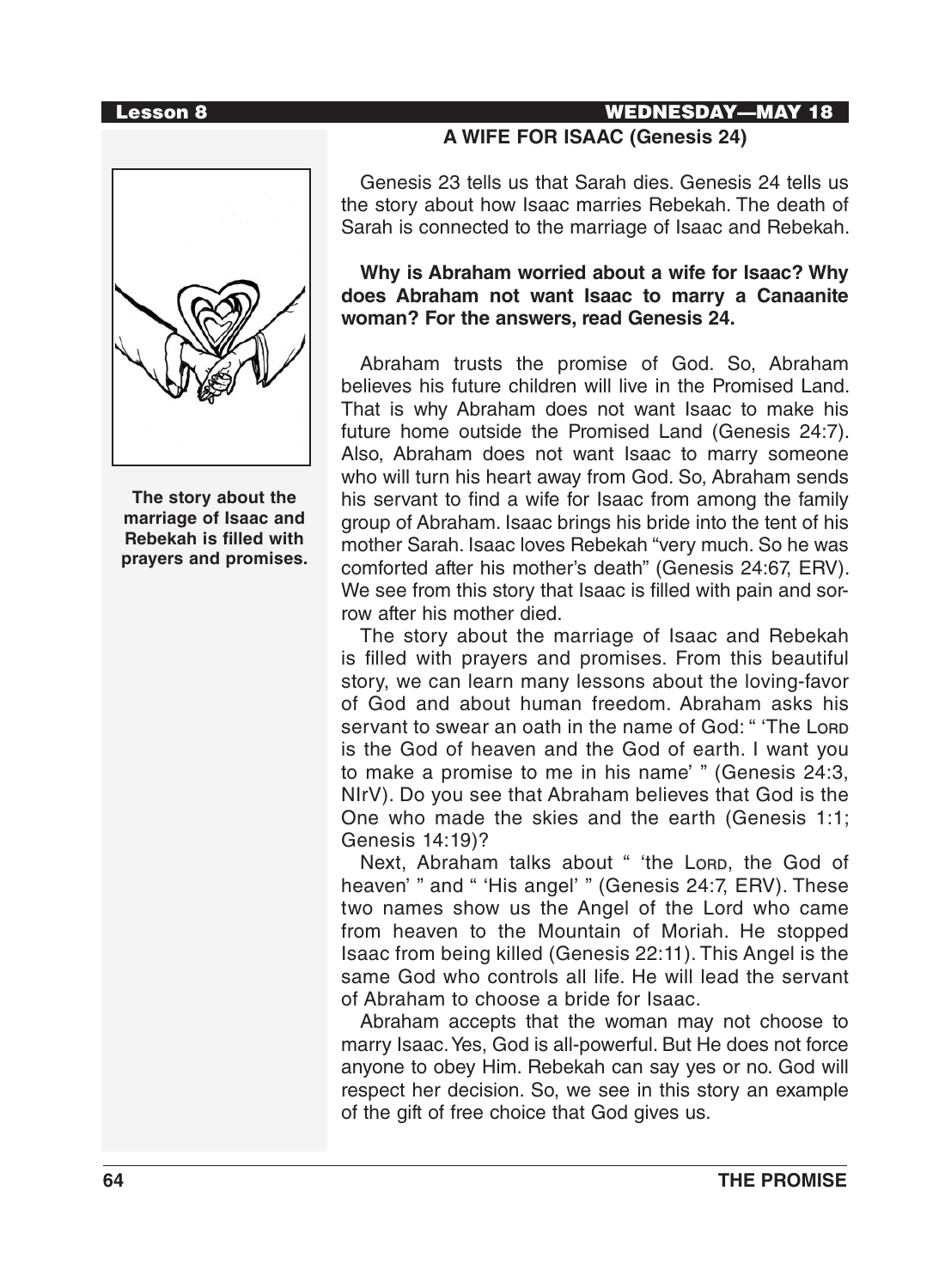## A WIFE FOR ISAAC (Genesis 24)

Genesis 23 tells us that Sarah dies. Genesis 24 tells us the story about how Isaac marries Rebekah. The death of Sarah is connected to the marriage of Isaac and Rebekah.

**Why is Abraham worried about a wife for Isaac? Why does Abraham not want Isaac to marry a Canaanite woman? For the answers, read Genesis 24.**

Abraham trusts the promise of God. So, Abraham believes his future children will live in the Promised Land. That is why Abraham does not want Isaac to make his future home outside the Promised Land (Genesis 24:7). Also, Abraham does not want Isaac to marry someone who will turn his heart away from God. So, Abraham sends his servant to find a wife for Isaac from among the family group of Abraham. Isaac brings his bride into the tent of his mother Sarah. Isaac loves Rebekah "very much. So he was comforted after his mother's death" (Genesis 24:67, ERV). We see from this story that Isaac is filled with pain and sorrow after his mother died.

The story about the marriage of Isaac and Rebekah is filled with prayers and promises. From this beautiful story, we can learn many lessons about the loving-favor of God and about human freedom. Abraham asks his servant to swear an oath in the name of God: " 'The LORD is the God of heaven and the God of earth. I want you to make a promise to me in his name' " (Genesis 24:3, NIrV). Do you see that Abraham believes that God is the One who made the skies and the earth (Genesis 1:1; Genesis 14:19)?

Next, Abraham talks about " 'the LORD, the God of heaven' " and " 'His angel' " (Genesis 24:7, ERV). These two names show us the Angel of the Lord who came from heaven to the Mountain of Moriah. He stopped Isaac from being killed (Genesis 22:11). This Angel is the same God who controls all life. He will lead the servant of Abraham to choose a bride for Isaac.

Abraham accepts that the woman may not choose to marry Isaac. Yes, God is all-powerful. But He does not force anyone to obey Him. Rebekah can say yes or no. God will respect her decision. So, we see in this story an example of the gift of free choice that God gives us.

**The story about the marriage of Isaac and Rebekah is filled with prayers and promises.**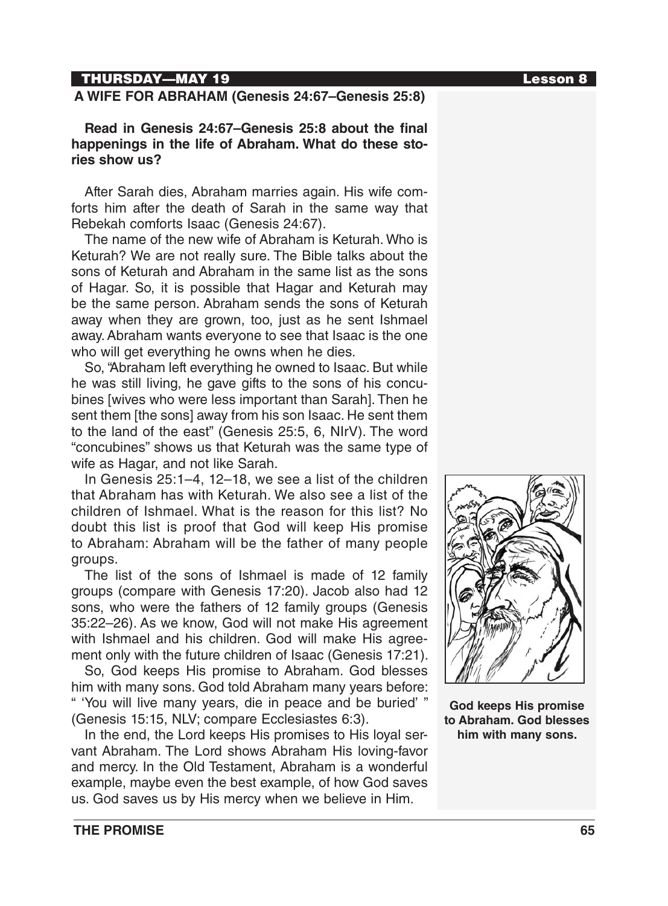THURSDAY—MAY 19 Lesson 8

## A WIFE FOR ABRAHAM (Genesis 24:67–Genesis 25:8)

**Read in Genesis 24:67–Genesis 25:8 about the final happenings in the life of Abraham. What do these stories show us?**

After Sarah dies, Abraham marries again. His wife comforts him after the death of Sarah in the same way that Rebekah comforts Isaac (Genesis 24:67).

The name of the new wife of Abraham is Keturah. Who is Keturah? We are not really sure. The Bible talks about the sons of Keturah and Abraham in the same list as the sons of Hagar. So, it is possible that Hagar and Keturah may be the same person. Abraham sends the sons of Keturah away when they are grown, too, just as he sent Ishmael away. Abraham wants everyone to see that Isaac is the one who will get everything he owns when he dies.

So, "Abraham left everything he owned to Isaac. But while he was still living, he gave gifts to the sons of his concubines [wives who were less important than Sarah]. Then he sent them [the sons] away from his son Isaac. He sent them to the land of the east" (Genesis 25:5, 6, NIrV). The word "concubines" shows us that Keturah was the same type of wife as Hagar, and not like Sarah.

In Genesis 25:1–4, 12–18, we see a list of the children that Abraham has with Keturah. We also see a list of the children of Ishmael. What is the reason for this list? No doubt this list is proof that God will keep His promise to Abraham: Abraham will be the father of many people groups.

The list of the sons of Ishmael is made of 12 family groups (compare with Genesis 17:20). Jacob also had 12 sons, who were the fathers of 12 family groups (Genesis 35:22–26). As we know, God will not make His agreement with Ishmael and his children. God will make His agreement only with the future children of Isaac (Genesis 17:21).

So, God keeps His promise to Abraham. God blesses him with many sons. God told Abraham many years before: " 'You will live many years, die in peace and be buried' " (Genesis 15:15, NLV; compare Ecclesiastes 6:3).

In the end, the Lord keeps His promises to His loyal servant Abraham. The Lord shows Abraham His loving-favor and mercy. In the Old Testament, Abraham is a wonderful example, maybe even the best example, of how God saves us. God saves us by His mercy when we believe in Him.

**God keeps His promise to Abraham. God blesses him with many sons.**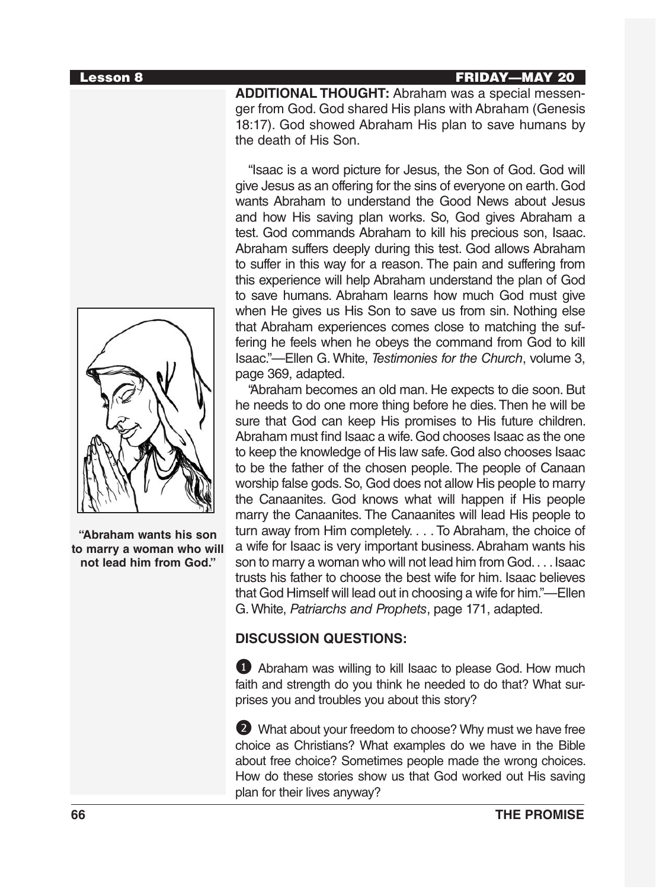**Lesson 8** **FRIDAY—MAY 20**

**ADDITIONAL THOUGHT:** Abraham was a special messenger from God. God shared His plans with Abraham (Genesis 18:17). God showed Abraham His plan to save humans by the death of His Son.

"Isaac is a word picture for Jesus, the Son of God. God will give Jesus as an offering for the sins of everyone on earth. God wants Abraham to understand the Good News about Jesus and how His saving plan works. So, God gives Abraham a test. God commands Abraham to kill his precious son, Isaac. Abraham suffers deeply during this test. God allows Abraham to suffer in this way for a reason. The pain and suffering from this experience will help Abraham understand the plan of God to save humans. Abraham learns how much God must give when He gives us His Son to save us from sin. Nothing else that Abraham experiences comes close to matching the suffering he feels when he obeys the command from God to kill Isaac."—Ellen G. White, *Testimonies for the Church*, volume 3, page 369, adapted.

"Abraham becomes an old man. He expects to die soon. But he needs to do one more thing before he dies. Then he will be sure that God can keep His promises to His future children. Abraham must find Isaac a wife. God chooses Isaac as the one to keep the knowledge of His law safe. God also chooses Isaac to be the father of the chosen people. The people of Canaan worship false gods. So, God does not allow His people to marry the Canaanites. God knows what will happen if His people marry the Canaanites. The Canaanites will lead His people to turn away from Him completely. . . . To Abraham, the choice of a wife for Isaac is very important business. Abraham wants his son to marry a woman who will not lead him from God. . . . Isaac trusts his father to choose the best wife for him. Isaac believes that God Himself will lead out in choosing a wife for him."—Ellen G. White, *Patriarchs and Prophets*, page 171, adapted.

**"Abraham wants his son to marry a woman who will not lead him from God."**

**DISCUSSION QUESTIONS:**

1. Abraham was willing to kill Isaac to please God. How much faith and strength do you think he needed to do that? What surprises you and troubles you about this story?

2. What about your freedom to choose? Why must we have free choice as Christians? What examples do we have in the Bible about free choice? Sometimes people made the wrong choices. How do these stories show us that God worked out His saving plan for their lives anyway?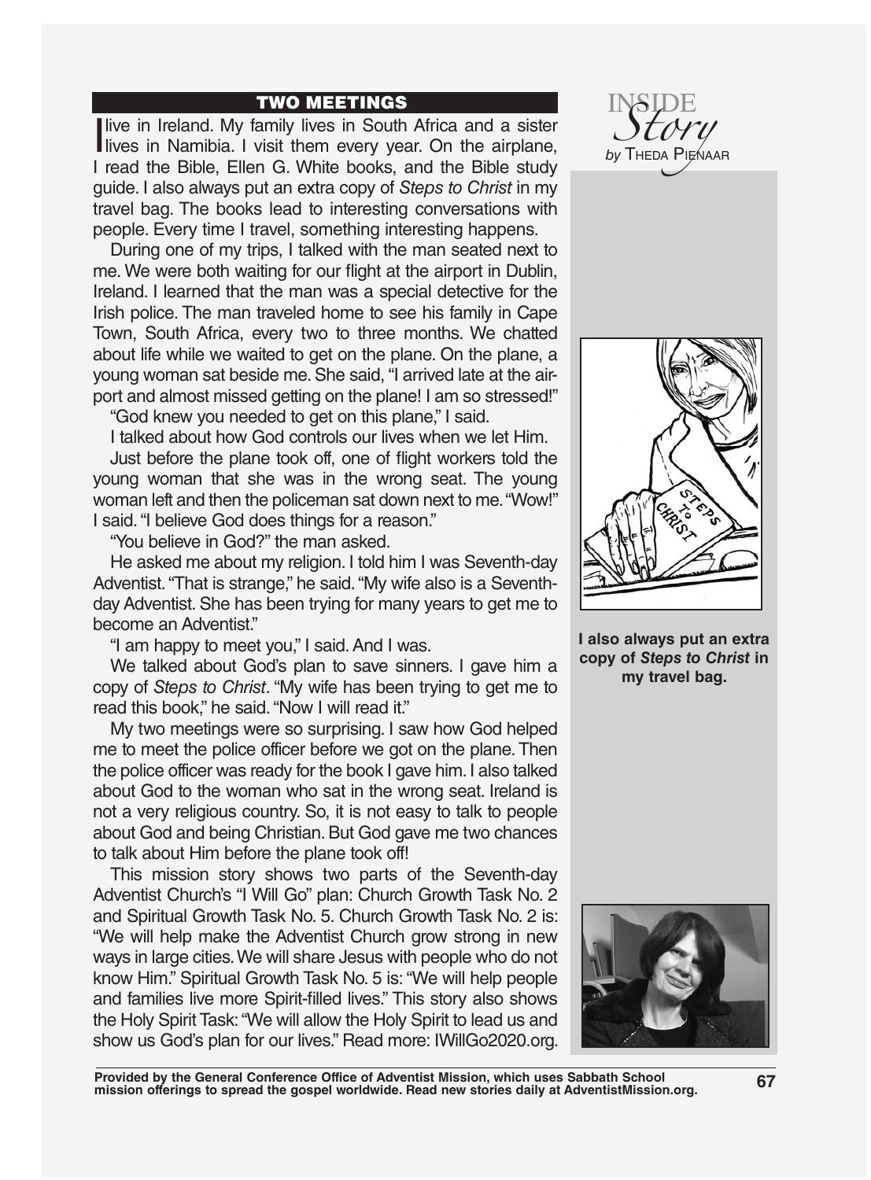## TWO MEETINGS

*Inside Story* by Theda Pienaar

I live in Ireland. My family lives in South Africa and a sister lives in Namibia. I visit them every year. On the airplane, I read the Bible, Ellen G. White books, and the Bible study guide. I also always put an extra copy of *Steps to Christ* in my travel bag. The books lead to interesting conversations with people. Every time I travel, something interesting happens.

During one of my trips, I talked with the man seated next to me. We were both waiting for our flight at the airport in Dublin, Ireland. I learned that the man was a special detective for the Irish police. The man traveled home to see his family in Cape Town, South Africa, every two to three months. We chatted about life while we waited to get on the plane. On the plane, a young woman sat beside me. She said, "I arrived late at the airport and almost missed getting on the plane! I am so stressed!"

"God knew you needed to get on this plane," I said.

I talked about how God controls our lives when we let Him.

Just before the plane took off, one of flight workers told the young woman that she was in the wrong seat. The young woman left and then the policeman sat down next to me. "Wow!" I said. "I believe God does things for a reason."

"You believe in God?" the man asked.

He asked me about my religion. I told him I was Seventh-day Adventist. "That is strange," he said. "My wife also is a Seventh-day Adventist. She has been trying for many years to get me to become an Adventist."

"I am happy to meet you," I said. And I was.

We talked about God's plan to save sinners. I gave him a copy of *Steps to Christ*. "My wife has been trying to get me to read this book," he said. "Now I will read it."

My two meetings were so surprising. I saw how God helped me to meet the police officer before we got on the plane. Then the police officer was ready for the book I gave him. I also talked about God to the woman who sat in the wrong seat. Ireland is not a very religious country. So, it is not easy to talk to people about God and being Christian. But God gave me two chances to talk about Him before the plane took off!

This mission story shows two parts of the Seventh-day Adventist Church's "I Will Go" plan: Church Growth Task No. 2 and Spiritual Growth Task No. 5. Church Growth Task No. 2 is: "We will help make the Adventist Church grow strong in new ways in large cities. We will share Jesus with people who do not know Him." Spiritual Growth Task No. 5 is: "We will help people and families live more Spirit-filled lives." This story also shows the Holy Spirit Task: "We will allow the Holy Spirit to lead us and show us God's plan for our lives." Read more: IWillGo2020.org.

**I also always put an extra copy of *Steps to Christ* in my travel bag.**

**Provided by the General Conference Office of Adventist Mission, which uses Sabbath School mission offerings to spread the gospel worldwide. Read new stories daily at AdventistMission.org.**